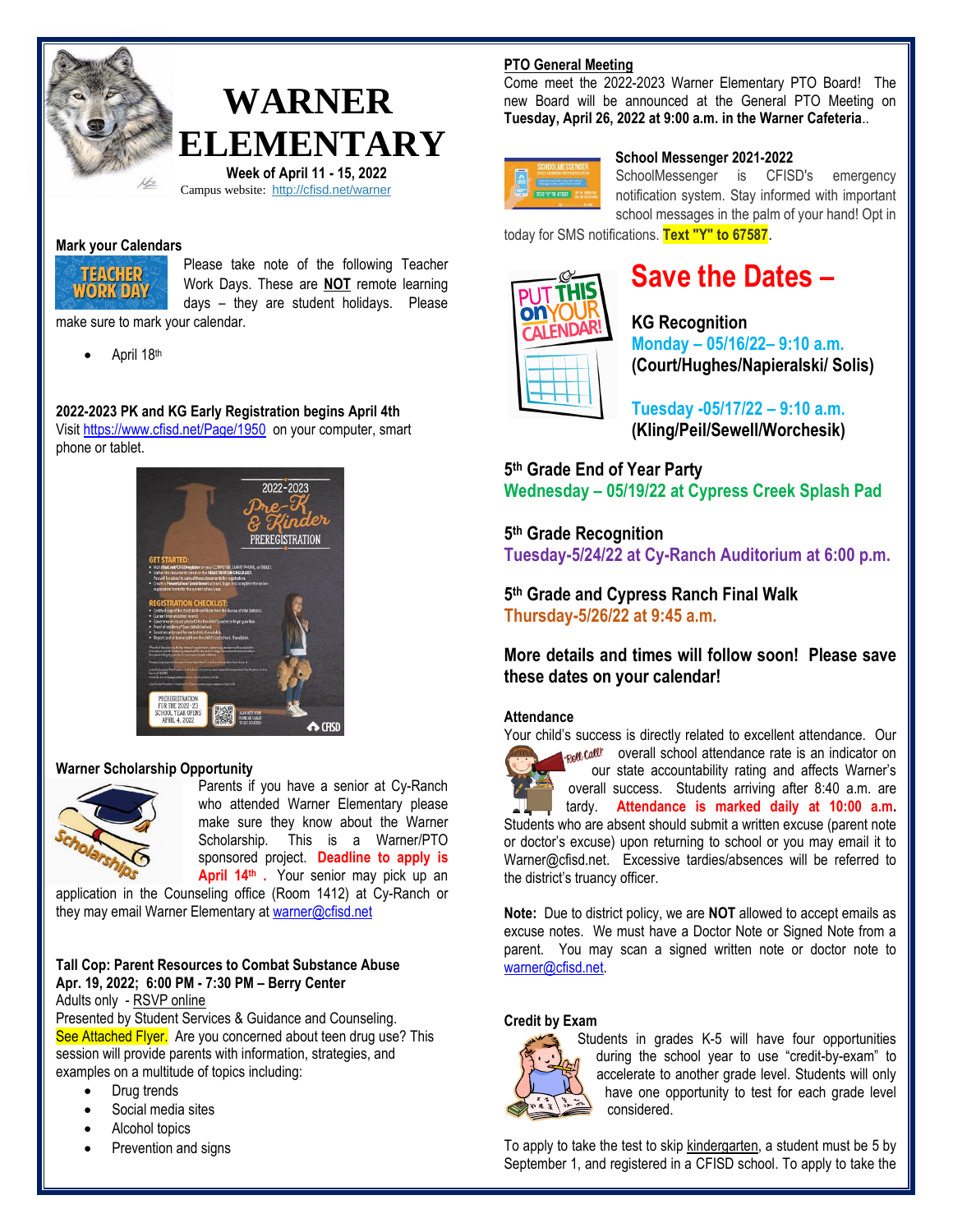# WARNER ELEMENTARY

**Week of April 11 - 15, 2022**

Campus website: http://cfisd.net/warner

## Mark your Calendars

Please take note of the following Teacher Work Days. These are **NOT** remote learning days – they are student holidays. Please make sure to mark your calendar.

- April 18th

## 2022-2023 PK and KG Early Registration begins April 4th

Visit https://www.cfisd.net/Page/1950 on your computer, smart phone or tablet.

## Warner Scholarship Opportunity

Parents if you have a senior at Cy-Ranch who attended Warner Elementary please make sure they know about the Warner Scholarship. This is a Warner/PTO sponsored project. **Deadline to apply is April 14th.** Your senior may pick up an application in the Counseling office (Room 1412) at Cy-Ranch or they may email Warner Elementary at warner@cfisd.net

## Tall Cop: Parent Resources to Combat Substance Abuse

**Apr. 19, 2022; 6:00 PM - 7:30 PM – Berry Center**

Adults only - RSVP online

Presented by Student Services & Guidance and Counseling.

See Attached Flyer. Are you concerned about teen drug use? This session will provide parents with information, strategies, and examples on a multitude of topics including:

- Drug trends
- Social media sites
- Alcohol topics
- Prevention and signs

## PTO General Meeting

Come meet the 2022-2023 Warner Elementary PTO Board! The new Board will be announced at the General PTO Meeting on **Tuesday, April 26, 2022 at 9:00 a.m. in the Warner Cafeteria**..

## School Messenger 2021-2022

SchoolMessenger is CFISD's emergency notification system. Stay informed with important school messages in the palm of your hand! Opt in today for SMS notifications. **Text "Y" to 67587**.

## Save the Dates –

**KG Recognition**

**Monday – 05/16/22– 9:10 a.m.**
**(Court/Hughes/Napieralski/ Solis)**

**Tuesday -05/17/22 – 9:10 a.m.**
**(Kling/Peil/Sewell/Worchesik)**

**5th Grade End of Year Party**
**Wednesday – 05/19/22 at Cypress Creek Splash Pad**

**5th Grade Recognition**
**Tuesday-5/24/22 at Cy-Ranch Auditorium at 6:00 p.m.**

**5th Grade and Cypress Ranch Final Walk**
**Thursday-5/26/22 at 9:45 a.m.**

**More details and times will follow soon! Please save these dates on your calendar!**

## Attendance

Your child's success is directly related to excellent attendance. Our overall school attendance rate is an indicator on our state accountability rating and affects Warner's overall success. Students arriving after 8:40 a.m. are tardy. **Attendance is marked daily at 10:00 a.m.** Students who are absent should submit a written excuse (parent note or doctor's excuse) upon returning to school or you may email it to Warner@cfisd.net. Excessive tardies/absences will be referred to the district's truancy officer.

**Note:** Due to district policy, we are **NOT** allowed to accept emails as excuse notes. We must have a Doctor Note or Signed Note from a parent. You may scan a signed written note or doctor note to warner@cfisd.net.

## Credit by Exam

Students in grades K-5 will have four opportunities during the school year to use "credit-by-exam" to accelerate to another grade level. Students will only have one opportunity to test for each grade level considered.

To apply to take the test to skip kindergarten, a student must be 5 by September 1, and registered in a CFISD school. To apply to take the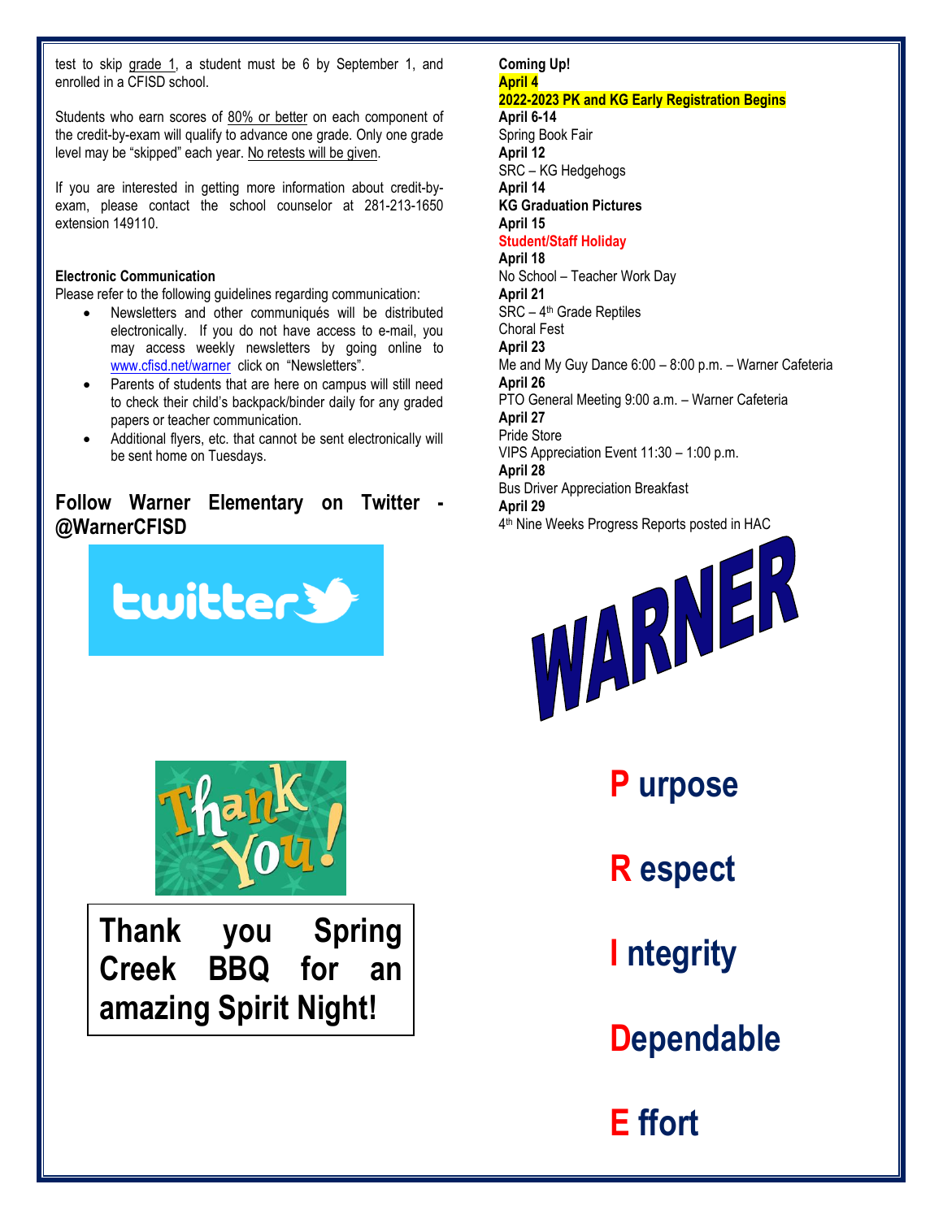test to skip grade 1, a student must be 6 by September 1, and enrolled in a CFISD school.

Students who earn scores of 80% or better on each component of the credit-by-exam will qualify to advance one grade. Only one grade level may be "skipped" each year. No retests will be given.

If you are interested in getting more information about credit-by-exam, please contact the school counselor at 281-213-1650 extension 149110.

**Electronic Communication**

Please refer to the following guidelines regarding communication:

- Newsletters and other communiqués will be distributed electronically. If you do not have access to e-mail, you may access weekly newsletters by going online to www.cfisd.net/warner click on "Newsletters".
- Parents of students that are here on campus will still need to check their child's backpack/binder daily for any graded papers or teacher communication.
- Additional flyers, etc. that cannot be sent electronically will be sent home on Tuesdays.

## Follow Warner Elementary on Twitter - @WarnerCFISD

twitter

Thank You!

**Thank you Spring Creek BBQ for an amazing Spirit Night!**

**Coming Up!**

**April 4**
**2022-2023 PK and KG Early Registration Begins**

**April 6-14**
Spring Book Fair

**April 12**
SRC – KG Hedgehogs

**April 14**
**KG Graduation Pictures**

**April 15**
**Student/Staff Holiday**

**April 18**
No School – Teacher Work Day

**April 21**
SRC – 4th Grade Reptiles
Choral Fest

**April 23**
Me and My Guy Dance 6:00 – 8:00 p.m. – Warner Cafeteria

**April 26**
PTO General Meeting 9:00 a.m. – Warner Cafeteria

**April 27**
Pride Store
VIPS Appreciation Event 11:30 – 1:00 p.m.

**April 28**
Bus Driver Appreciation Breakfast

**April 29**
4th Nine Weeks Progress Reports posted in HAC

# WARNER

**P urpose**

**R espect**

**I ntegrity**

**Dependable**

**E ffort**